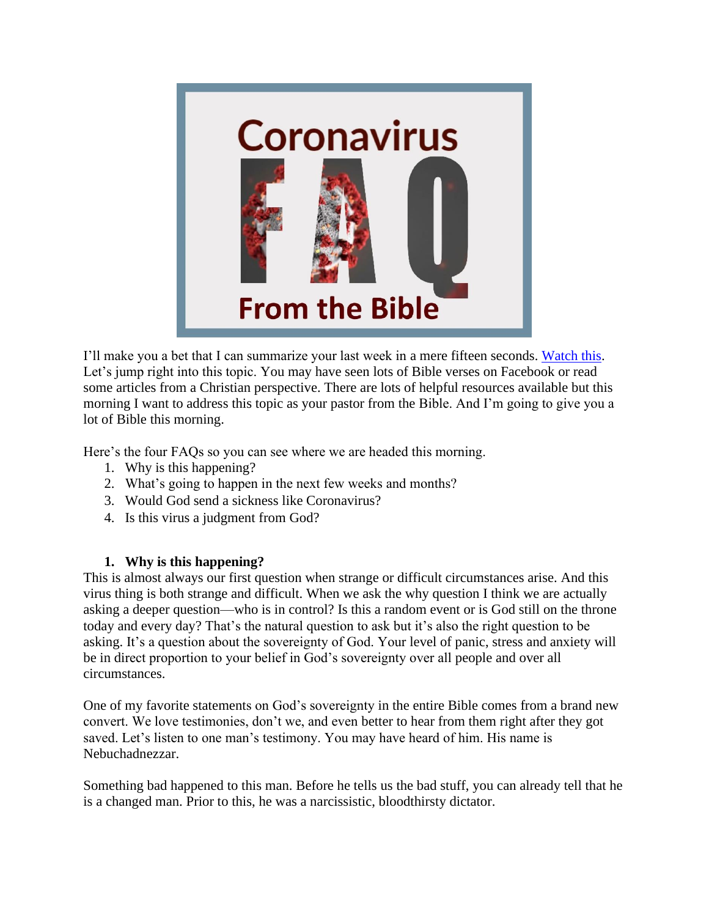I'll make you a bet that I can summarize your last week in a mere fifteen seconds. [Watch this](). Let's jump right into this topic. You may have seen lots of Bible verses on Facebook or read some articles from a Christian perspective. There are lots of helpful resources available but this morning I want to address this topic as your pastor from the Bible. And I'm going to give you a lot of Bible this morning.

Here's the four FAQs so you can see where we are headed this morning.

1. Why is this happening?
2. What's going to happen in the next few weeks and months?
3. Would God send a sickness like Coronavirus?
4. Is this virus a judgment from God?

### 1. Why is this happening?

This is almost always our first question when strange or difficult circumstances arise. And this virus thing is both strange and difficult. When we ask the why question I think we are actually asking a deeper question—who is in control? Is this a random event or is God still on the throne today and every day? That's the natural question to ask but it's also the right question to be asking. It's a question about the sovereignty of God. Your level of panic, stress and anxiety will be in direct proportion to your belief in God's sovereignty over all people and over all circumstances.

One of my favorite statements on God's sovereignty in the entire Bible comes from a brand new convert. We love testimonies, don't we, and even better to hear from them right after they got saved. Let's listen to one man's testimony. You may have heard of him. His name is Nebuchadnezzar.

Something bad happened to this man. Before he tells us the bad stuff, you can already tell that he is a changed man. Prior to this, he was a narcissistic, bloodthirsty dictator.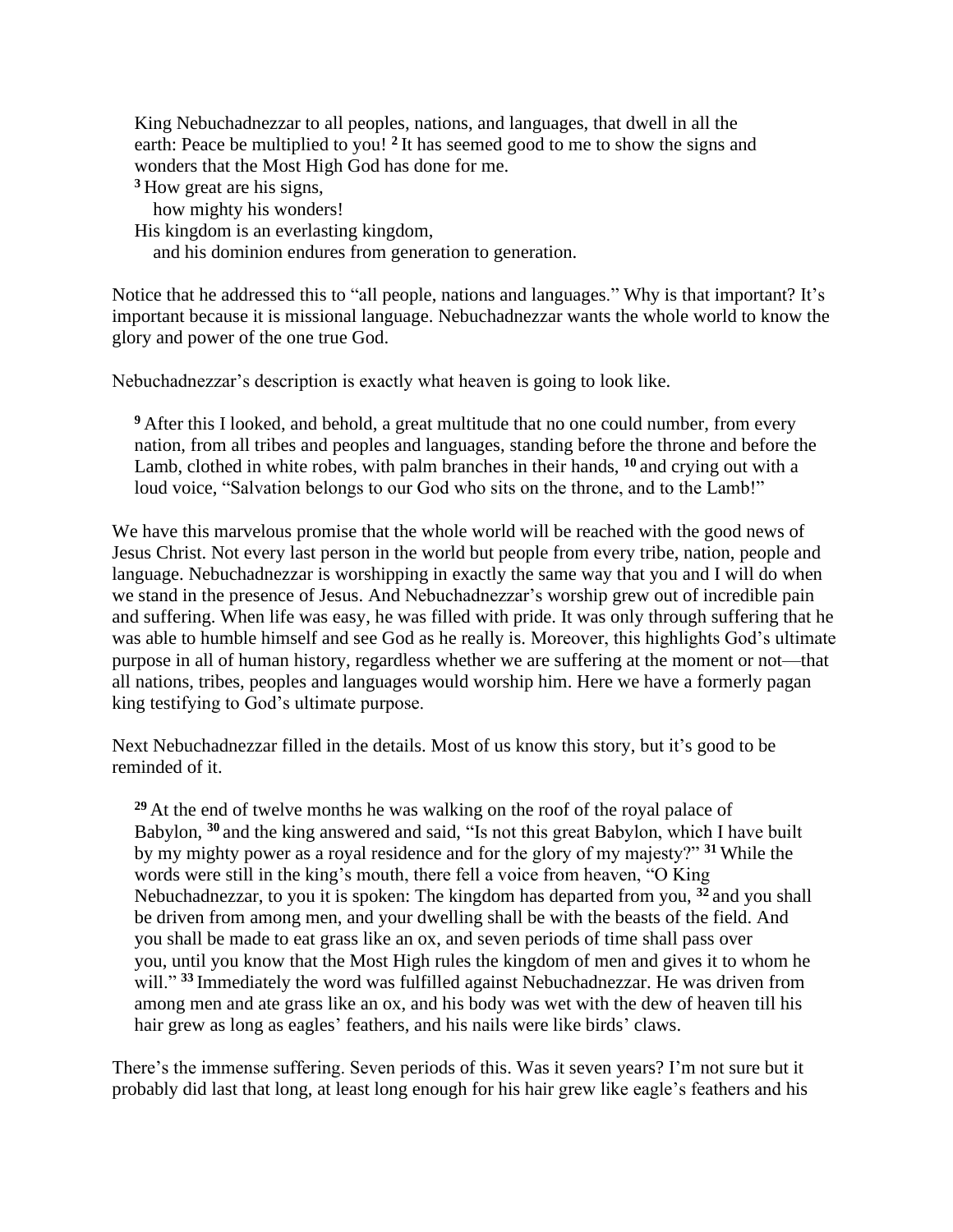> King Nebuchadnezzar to all peoples, nations, and languages, that dwell in all the earth: Peace be multiplied to you! [2] It has seemed good to me to show the signs and wonders that the Most High God has done for me.
> [3] How great are his signs,
>   how mighty his wonders!
> His kingdom is an everlasting kingdom,
>   and his dominion endures from generation to generation.

Notice that he addressed this to "all people, nations and languages." Why is that important? It's important because it is missional language. Nebuchadnezzar wants the whole world to know the glory and power of the one true God.

Nebuchadnezzar's description is exactly what heaven is going to look like.

> [9] After this I looked, and behold, a great multitude that no one could number, from every nation, from all tribes and peoples and languages, standing before the throne and before the Lamb, clothed in white robes, with palm branches in their hands, [10] and crying out with a loud voice, "Salvation belongs to our God who sits on the throne, and to the Lamb!"

We have this marvelous promise that the whole world will be reached with the good news of Jesus Christ. Not every last person in the world but people from every tribe, nation, people and language. Nebuchadnezzar is worshipping in exactly the same way that you and I will do when we stand in the presence of Jesus. And Nebuchadnezzar's worship grew out of incredible pain and suffering. When life was easy, he was filled with pride. It was only through suffering that he was able to humble himself and see God as he really is. Moreover, this highlights God's ultimate purpose in all of human history, regardless whether we are suffering at the moment or not—that all nations, tribes, peoples and languages would worship him. Here we have a formerly pagan king testifying to God's ultimate purpose.

Next Nebuchadnezzar filled in the details. Most of us know this story, but it's good to be reminded of it.

> [29] At the end of twelve months he was walking on the roof of the royal palace of Babylon, [30] and the king answered and said, "Is not this great Babylon, which I have built by my mighty power as a royal residence and for the glory of my majesty?" [31] While the words were still in the king's mouth, there fell a voice from heaven, "O King Nebuchadnezzar, to you it is spoken: The kingdom has departed from you, [32] and you shall be driven from among men, and your dwelling shall be with the beasts of the field. And you shall be made to eat grass like an ox, and seven periods of time shall pass over you, until you know that the Most High rules the kingdom of men and gives it to whom he will." [33] Immediately the word was fulfilled against Nebuchadnezzar. He was driven from among men and ate grass like an ox, and his body was wet with the dew of heaven till his hair grew as long as eagles' feathers, and his nails were like birds' claws.

There's the immense suffering. Seven periods of this. Was it seven years? I'm not sure but it probably did last that long, at least long enough for his hair grew like eagle's feathers and his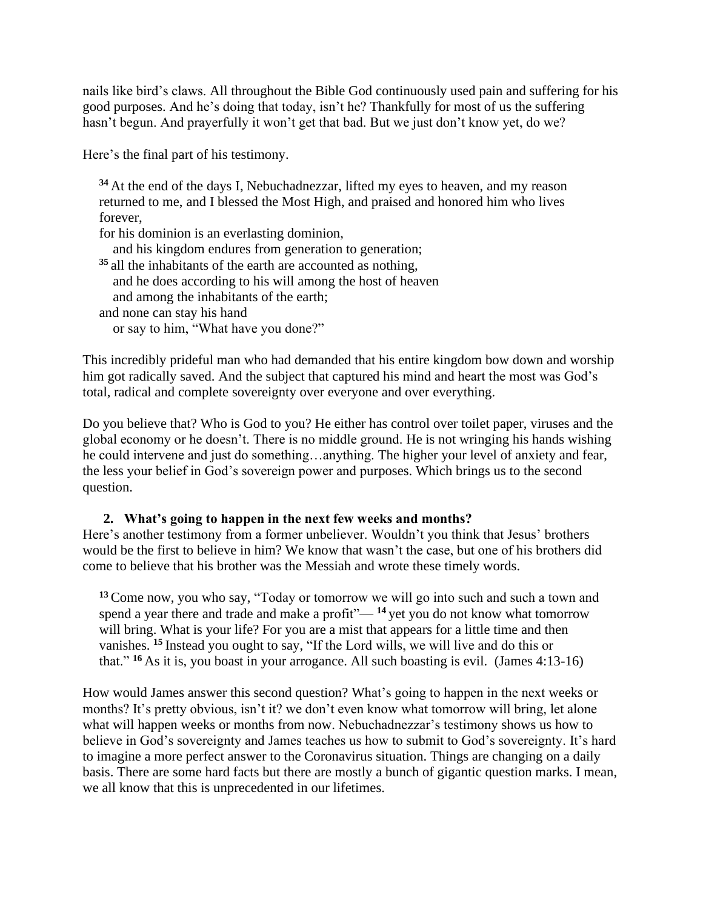nails like bird's claws. All throughout the Bible God continuously used pain and suffering for his good purposes. And he's doing that today, isn't he? Thankfully for most of us the suffering hasn't begun. And prayerfully it won't get that bad. But we just don't know yet, do we?

Here's the final part of his testimony.

> [34] At the end of the days I, Nebuchadnezzar, lifted my eyes to heaven, and my reason returned to me, and I blessed the Most High, and praised and honored him who lives forever,
> for his dominion is an everlasting dominion,
> &nbsp;&nbsp;&nbsp;and his kingdom endures from generation to generation;
> [35] all the inhabitants of the earth are accounted as nothing,
> &nbsp;&nbsp;&nbsp;and he does according to his will among the host of heaven
> &nbsp;&nbsp;&nbsp;and among the inhabitants of the earth;
> and none can stay his hand
> &nbsp;&nbsp;&nbsp;or say to him, "What have you done?"

This incredibly prideful man who had demanded that his entire kingdom bow down and worship him got radically saved. And the subject that captured his mind and heart the most was God's total, radical and complete sovereignty over everyone and over everything.

Do you believe that? Who is God to you? He either has control over toilet paper, viruses and the global economy or he doesn't. There is no middle ground. He is not wringing his hands wishing he could intervene and just do something…anything. The higher your level of anxiety and fear, the less your belief in God's sovereign power and purposes. Which brings us to the second question.

2. **What's going to happen in the next few weeks and months?**

Here's another testimony from a former unbeliever. Wouldn't you think that Jesus' brothers would be the first to believe in him? We know that wasn't the case, but one of his brothers did come to believe that his brother was the Messiah and wrote these timely words.

> [13] Come now, you who say, "Today or tomorrow we will go into such and such a town and spend a year there and trade and make a profit"— [14] yet you do not know what tomorrow will bring. What is your life? For you are a mist that appears for a little time and then vanishes. [15] Instead you ought to say, "If the Lord wills, we will live and do this or that." [16] As it is, you boast in your arrogance. All such boasting is evil. (James 4:13-16)

How would James answer this second question? What's going to happen in the next weeks or months? It's pretty obvious, isn't it? we don't even know what tomorrow will bring, let alone what will happen weeks or months from now. Nebuchadnezzar's testimony shows us how to believe in God's sovereignty and James teaches us how to submit to God's sovereignty. It's hard to imagine a more perfect answer to the Coronavirus situation. Things are changing on a daily basis. There are some hard facts but there are mostly a bunch of gigantic question marks. I mean, we all know that this is unprecedented in our lifetimes.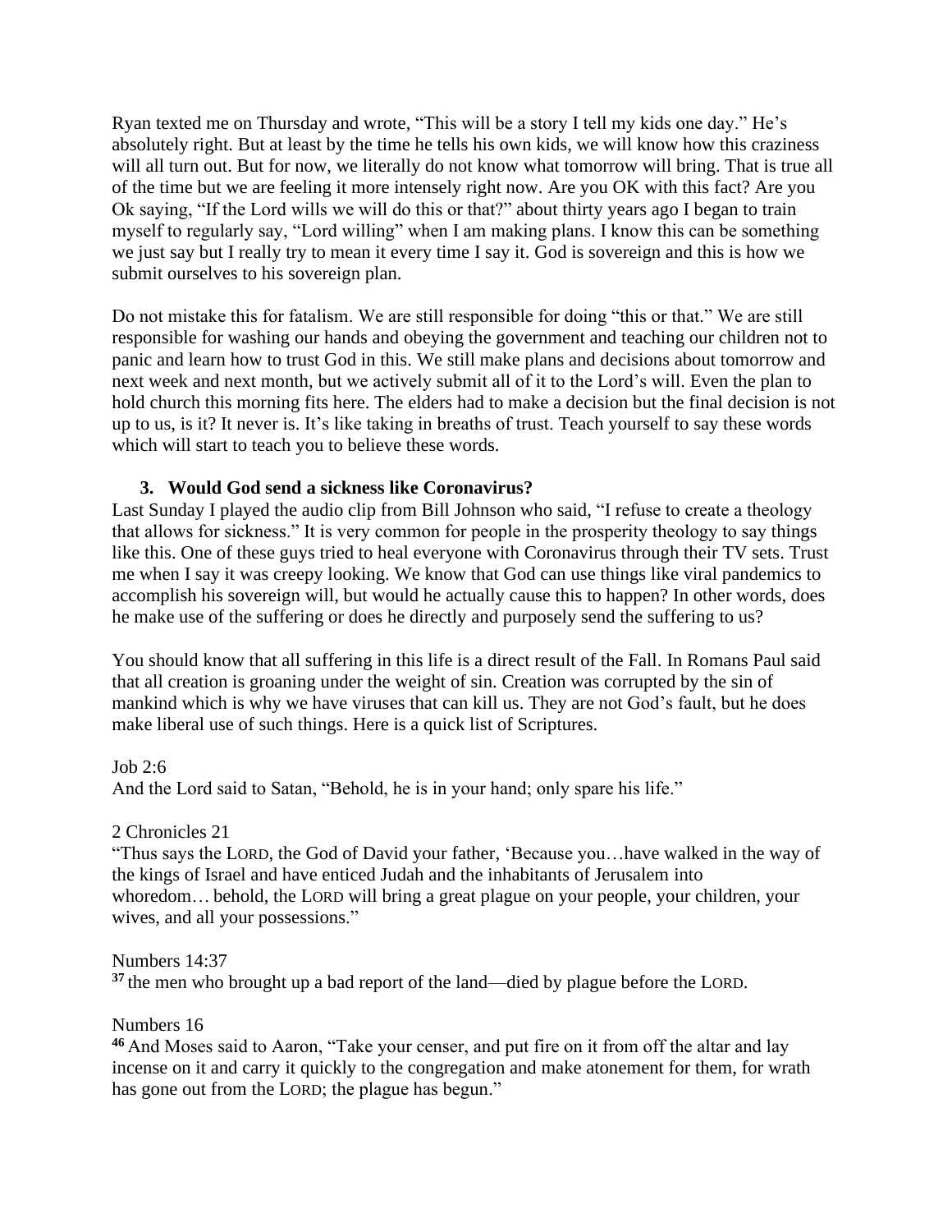Ryan texted me on Thursday and wrote, "This will be a story I tell my kids one day." He's absolutely right. But at least by the time he tells his own kids, we will know how this craziness will all turn out. But for now, we literally do not know what tomorrow will bring. That is true all of the time but we are feeling it more intensely right now. Are you OK with this fact? Are you Ok saying, "If the Lord wills we will do this or that?" about thirty years ago I began to train myself to regularly say, "Lord willing" when I am making plans. I know this can be something we just say but I really try to mean it every time I say it. God is sovereign and this is how we submit ourselves to his sovereign plan.

Do not mistake this for fatalism. We are still responsible for doing "this or that." We are still responsible for washing our hands and obeying the government and teaching our children not to panic and learn how to trust God in this. We still make plans and decisions about tomorrow and next week and next month, but we actively submit all of it to the Lord's will. Even the plan to hold church this morning fits here. The elders had to make a decision but the final decision is not up to us, is it? It never is. It's like taking in breaths of trust. Teach yourself to say these words which will start to teach you to believe these words.

3. **Would God send a sickness like Coronavirus?**

Last Sunday I played the audio clip from Bill Johnson who said, "I refuse to create a theology that allows for sickness." It is very common for people in the prosperity theology to say things like this. One of these guys tried to heal everyone with Coronavirus through their TV sets. Trust me when I say it was creepy looking. We know that God can use things like viral pandemics to accomplish his sovereign will, but would he actually cause this to happen? In other words, does he make use of the suffering or does he directly and purposely send the suffering to us?

You should know that all suffering in this life is a direct result of the Fall. In Romans Paul said that all creation is groaning under the weight of sin. Creation was corrupted by the sin of mankind which is why we have viruses that can kill us. They are not God's fault, but he does make liberal use of such things. Here is a quick list of Scriptures.

Job 2:6
And the Lord said to Satan, "Behold, he is in your hand; only spare his life."

2 Chronicles 21
"Thus says the LORD, the God of David your father, 'Because you…have walked in the way of the kings of Israel and have enticed Judah and the inhabitants of Jerusalem into whoredom… behold, the LORD will bring a great plague on your people, your children, your wives, and all your possessions."

Numbers 14:37
**37** the men who brought up a bad report of the land—died by plague before the LORD.

Numbers 16
**46** And Moses said to Aaron, "Take your censer, and put fire on it from off the altar and lay incense on it and carry it quickly to the congregation and make atonement for them, for wrath has gone out from the LORD; the plague has begun."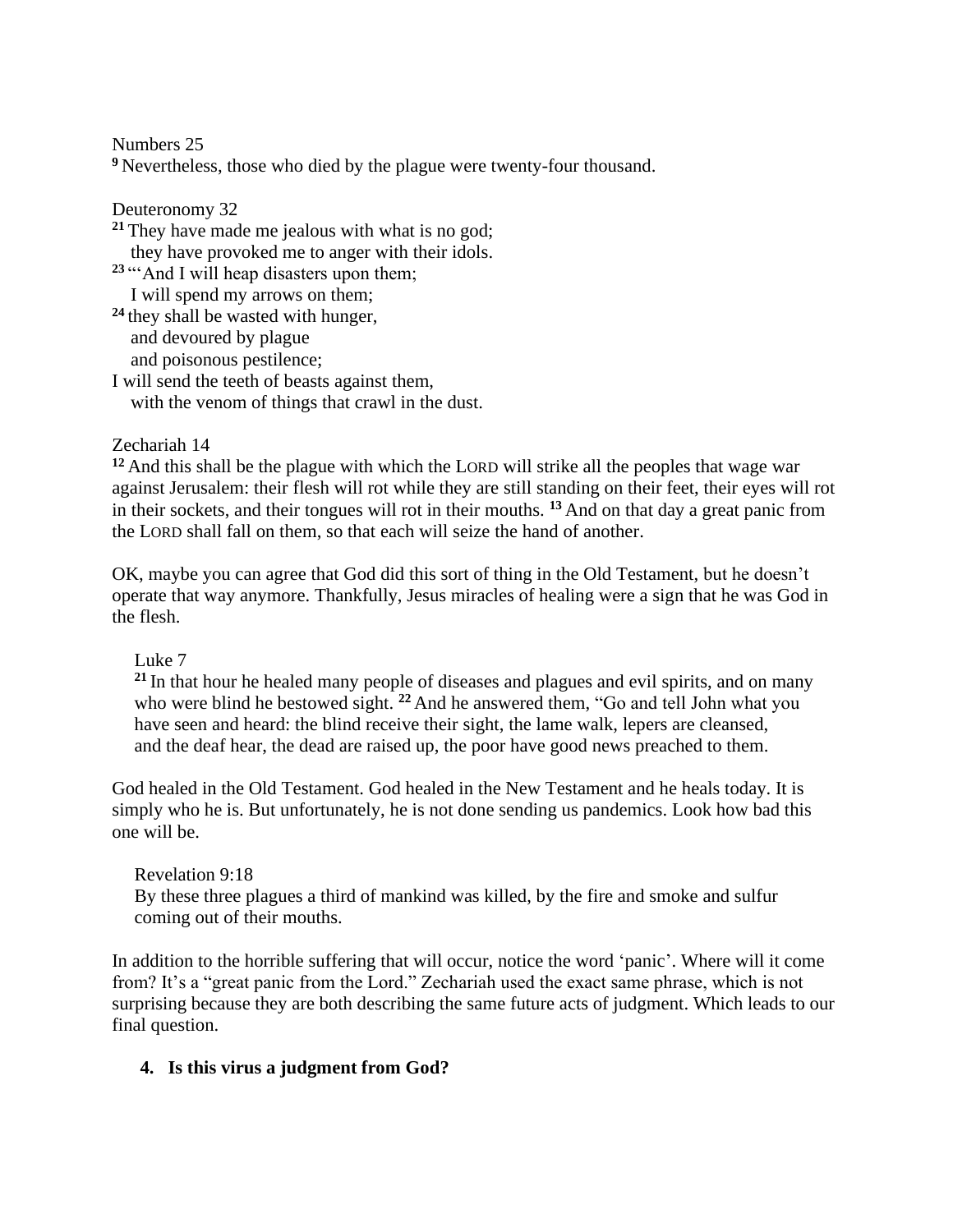Numbers 25
[9] Nevertheless, those who died by the plague were twenty-four thousand.

Deuteronomy 32
[21] They have made me jealous with what is no god;
they have provoked me to anger with their idols.
[23] "'And I will heap disasters upon them;
I will spend my arrows on them;
[24] they shall be wasted with hunger,
and devoured by plague
and poisonous pestilence;
I will send the teeth of beasts against them,
with the venom of things that crawl in the dust.

Zechariah 14
[12] And this shall be the plague with which the LORD will strike all the peoples that wage war against Jerusalem: their flesh will rot while they are still standing on their feet, their eyes will rot in their sockets, and their tongues will rot in their mouths. [13] And on that day a great panic from the LORD shall fall on them, so that each will seize the hand of another.

OK, maybe you can agree that God did this sort of thing in the Old Testament, but he doesn't operate that way anymore. Thankfully, Jesus miracles of healing were a sign that he was God in the flesh.

> Luke 7
> [21] In that hour he healed many people of diseases and plagues and evil spirits, and on many who were blind he bestowed sight. [22] And he answered them, "Go and tell John what you have seen and heard: the blind receive their sight, the lame walk, lepers are cleansed, and the deaf hear, the dead are raised up, the poor have good news preached to them.

God healed in the Old Testament. God healed in the New Testament and he heals today. It is simply who he is. But unfortunately, he is not done sending us pandemics. Look how bad this one will be.

> Revelation 9:18
> By these three plagues a third of mankind was killed, by the fire and smoke and sulfur coming out of their mouths.

In addition to the horrible suffering that will occur, notice the word 'panic'. Where will it come from? It's a "great panic from the Lord." Zechariah used the exact same phrase, which is not surprising because they are both describing the same future acts of judgment. Which leads to our final question.

4. **Is this virus a judgment from God?**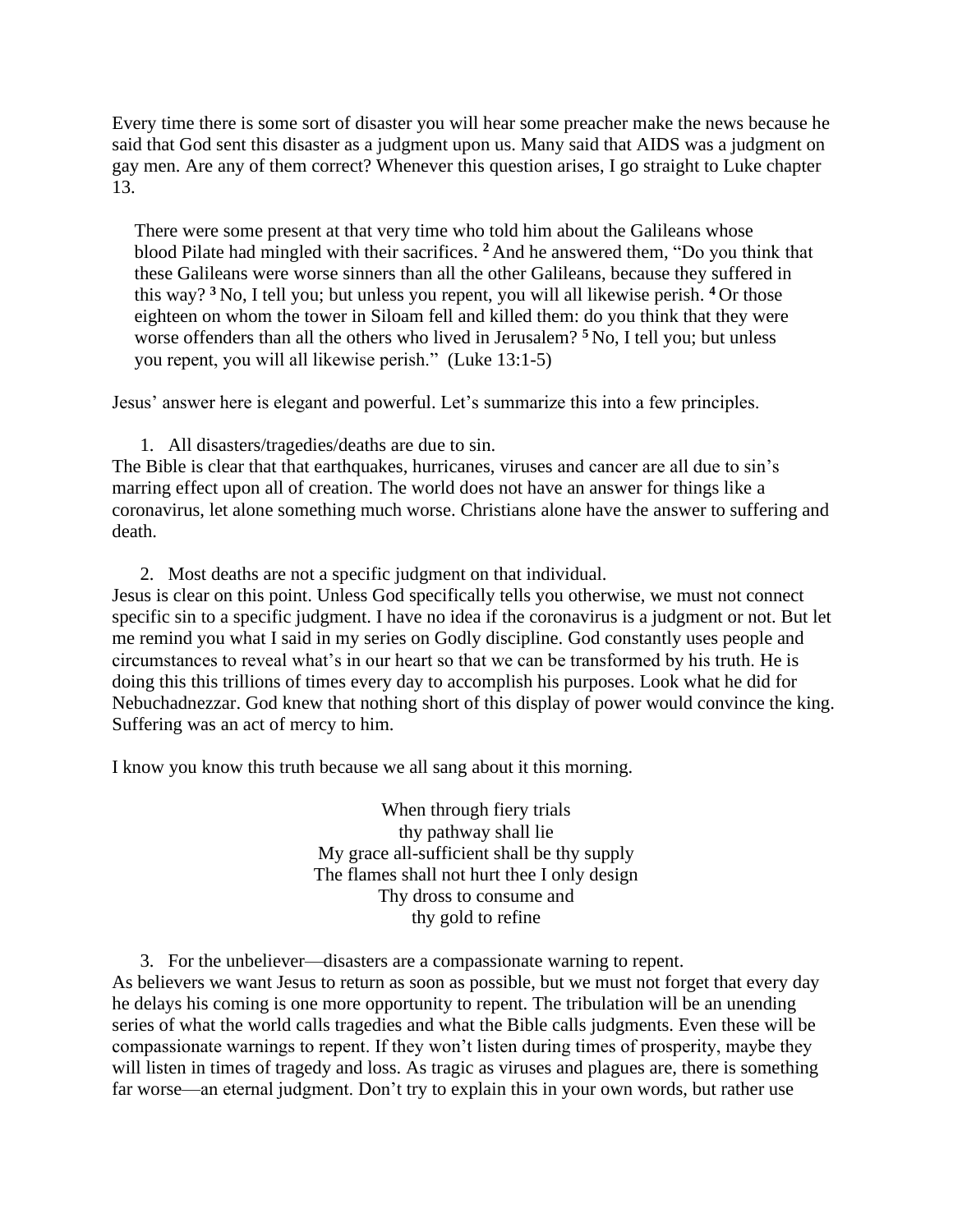Every time there is some sort of disaster you will hear some preacher make the news because he said that God sent this disaster as a judgment upon us. Many said that AIDS was a judgment on gay men. Are any of them correct? Whenever this question arises, I go straight to Luke chapter 13.

> There were some present at that very time who told him about the Galileans whose blood Pilate had mingled with their sacrifices. [2] And he answered them, "Do you think that these Galileans were worse sinners than all the other Galileans, because they suffered in this way? [3] No, I tell you; but unless you repent, you will all likewise perish. [4] Or those eighteen on whom the tower in Siloam fell and killed them: do you think that they were worse offenders than all the others who lived in Jerusalem? [5] No, I tell you; but unless you repent, you will all likewise perish." (Luke 13:1-5)

Jesus' answer here is elegant and powerful. Let's summarize this into a few principles.

1. All disasters/tragedies/deaths are due to sin.

The Bible is clear that that earthquakes, hurricanes, viruses and cancer are all due to sin's marring effect upon all of creation. The world does not have an answer for things like a coronavirus, let alone something much worse. Christians alone have the answer to suffering and death.

2. Most deaths are not a specific judgment on that individual.

Jesus is clear on this point. Unless God specifically tells you otherwise, we must not connect specific sin to a specific judgment. I have no idea if the coronavirus is a judgment or not. But let me remind you what I said in my series on Godly discipline. God constantly uses people and circumstances to reveal what's in our heart so that we can be transformed by his truth. He is doing this this trillions of times every day to accomplish his purposes. Look what he did for Nebuchadnezzar. God knew that nothing short of this display of power would convince the king. Suffering was an act of mercy to him.

I know you know this truth because we all sang about it this morning.

> When through fiery trials
> thy pathway shall lie
> My grace all-sufficient shall be thy supply
> The flames shall not hurt thee I only design
> Thy dross to consume and
> thy gold to refine

3. For the unbeliever—disasters are a compassionate warning to repent.

As believers we want Jesus to return as soon as possible, but we must not forget that every day he delays his coming is one more opportunity to repent. The tribulation will be an unending series of what the world calls tragedies and what the Bible calls judgments. Even these will be compassionate warnings to repent. If they won't listen during times of prosperity, maybe they will listen in times of tragedy and loss. As tragic as viruses and plagues are, there is something far worse—an eternal judgment. Don't try to explain this in your own words, but rather use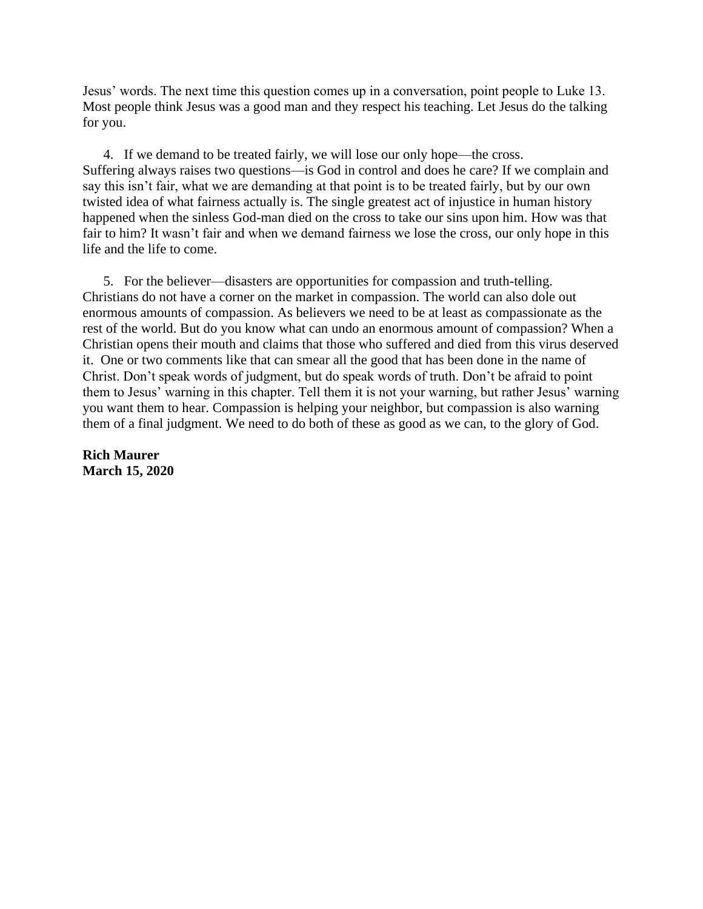Jesus' words. The next time this question comes up in a conversation, point people to Luke 13. Most people think Jesus was a good man and they respect his teaching. Let Jesus do the talking for you.

4. If we demand to be treated fairly, we will lose our only hope—the cross.

Suffering always raises two questions—is God in control and does he care? If we complain and say this isn't fair, what we are demanding at that point is to be treated fairly, but by our own twisted idea of what fairness actually is. The single greatest act of injustice in human history happened when the sinless God-man died on the cross to take our sins upon him. How was that fair to him? It wasn't fair and when we demand fairness we lose the cross, our only hope in this life and the life to come.

5. For the believer—disasters are opportunities for compassion and truth-telling.

Christians do not have a corner on the market in compassion. The world can also dole out enormous amounts of compassion. As believers we need to be at least as compassionate as the rest of the world. But do you know what can undo an enormous amount of compassion? When a Christian opens their mouth and claims that those who suffered and died from this virus deserved it. One or two comments like that can smear all the good that has been done in the name of Christ. Don't speak words of judgment, but do speak words of truth. Don't be afraid to point them to Jesus' warning in this chapter. Tell them it is not your warning, but rather Jesus' warning you want them to hear. Compassion is helping your neighbor, but compassion is also warning them of a final judgment. We need to do both of these as good as we can, to the glory of God.

**Rich Maurer**
**March 15, 2020**